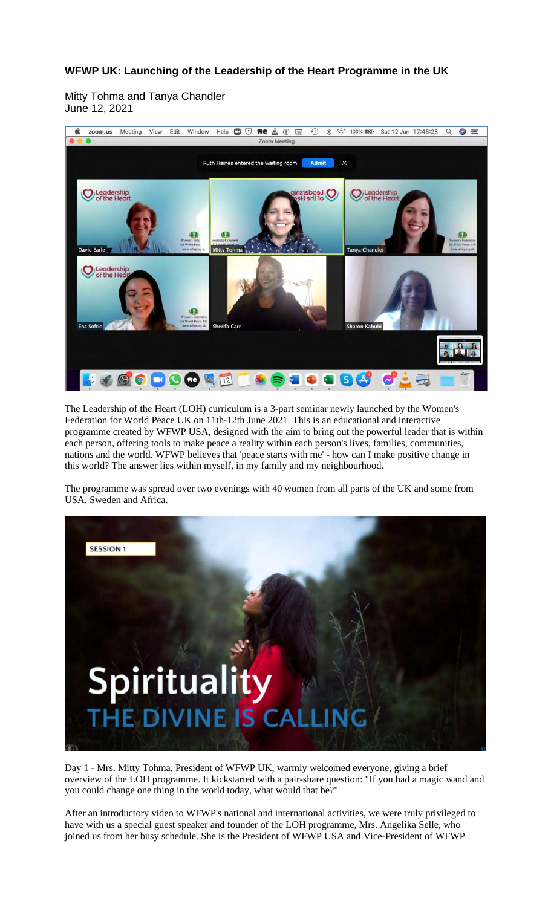### WFWP UK: Launching of the Leadership of the Heart Programme in the UK

Mitty Tohma and Tanya Chandler
June 12, 2021

The Leadership of the Heart (LOH) curriculum is a 3-part seminar newly launched by the Women's Federation for World Peace UK on 11th-12th June 2021. This is an educational and interactive programme created by WFWP USA, designed with the aim to bring out the powerful leader that is within each person, offering tools to make peace a reality within each person's lives, families, communities, nations and the world. WFWP believes that 'peace starts with me' - how can I make positive change in this world? The answer lies within myself, in my family and my neighbourhood.

The programme was spread over two evenings with 40 women from all parts of the UK and some from USA, Sweden and Africa.

Day 1 - Mrs. Mitty Tohma, President of WFWP UK, warmly welcomed everyone, giving a brief overview of the LOH programme. It kickstarted with a pair-share question: "If you had a magic wand and you could change one thing in the world today, what would that be?"

After an introductory video to WFWP's national and international activities, we were truly privileged to have with us a special guest speaker and founder of the LOH programme, Mrs. Angelika Selle, who joined us from her busy schedule. She is the President of WFWP USA and Vice-President of WFWP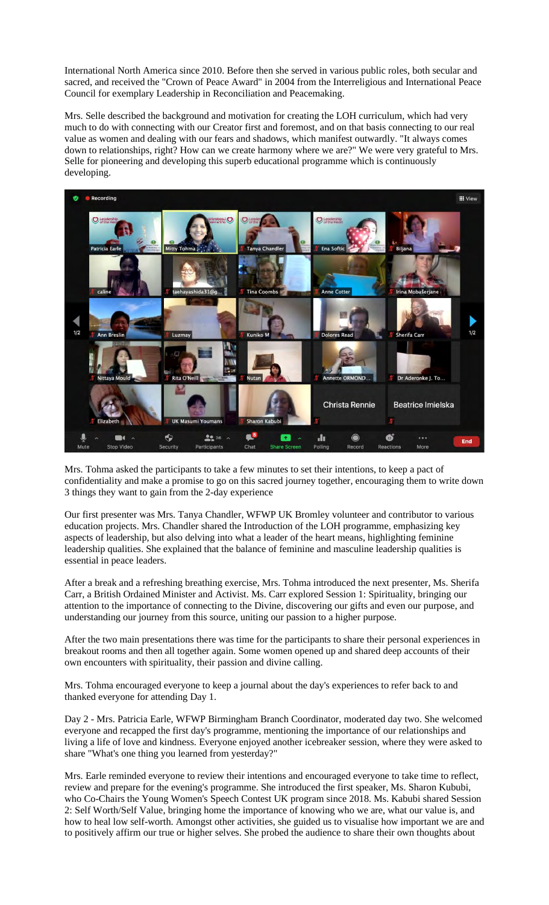International North America since 2010. Before then she served in various public roles, both secular and sacred, and received the "Crown of Peace Award" in 2004 from the Interreligious and International Peace Council for exemplary Leadership in Reconciliation and Peacemaking.

Mrs. Selle described the background and motivation for creating the LOH curriculum, which had very much to do with connecting with our Creator first and foremost, and on that basis connecting to our real value as women and dealing with our fears and shadows, which manifest outwardly. "It always comes down to relationships, right? How can we create harmony where we are?" We were very grateful to Mrs. Selle for pioneering and developing this superb educational programme which is continuously developing.

Mrs. Tohma asked the participants to take a few minutes to set their intentions, to keep a pact of confidentiality and make a promise to go on this sacred journey together, encouraging them to write down 3 things they want to gain from the 2-day experience

Our first presenter was Mrs. Tanya Chandler, WFWP UK Bromley volunteer and contributor to various education projects. Mrs. Chandler shared the Introduction of the LOH programme, emphasizing key aspects of leadership, but also delving into what a leader of the heart means, highlighting feminine leadership qualities. She explained that the balance of feminine and masculine leadership qualities is essential in peace leaders.

After a break and a refreshing breathing exercise, Mrs. Tohma introduced the next presenter, Ms. Sherifa Carr, a British Ordained Minister and Activist. Ms. Carr explored Session 1: Spirituality, bringing our attention to the importance of connecting to the Divine, discovering our gifts and even our purpose, and understanding our journey from this source, uniting our passion to a higher purpose.

After the two main presentations there was time for the participants to share their personal experiences in breakout rooms and then all together again. Some women opened up and shared deep accounts of their own encounters with spirituality, their passion and divine calling.

Mrs. Tohma encouraged everyone to keep a journal about the day's experiences to refer back to and thanked everyone for attending Day 1.

Day 2 - Mrs. Patricia Earle, WFWP Birmingham Branch Coordinator, moderated day two. She welcomed everyone and recapped the first day's programme, mentioning the importance of our relationships and living a life of love and kindness. Everyone enjoyed another icebreaker session, where they were asked to share "What's one thing you learned from yesterday?"

Mrs. Earle reminded everyone to review their intentions and encouraged everyone to take time to reflect, review and prepare for the evening's programme. She introduced the first speaker, Ms. Sharon Kububi, who Co-Chairs the Young Women's Speech Contest UK program since 2018. Ms. Kabubi shared Session 2: Self Worth/Self Value, bringing home the importance of knowing who we are, what our value is, and how to heal low self-worth. Amongst other activities, she guided us to visualise how important we are and to positively affirm our true or higher selves. She probed the audience to share their own thoughts about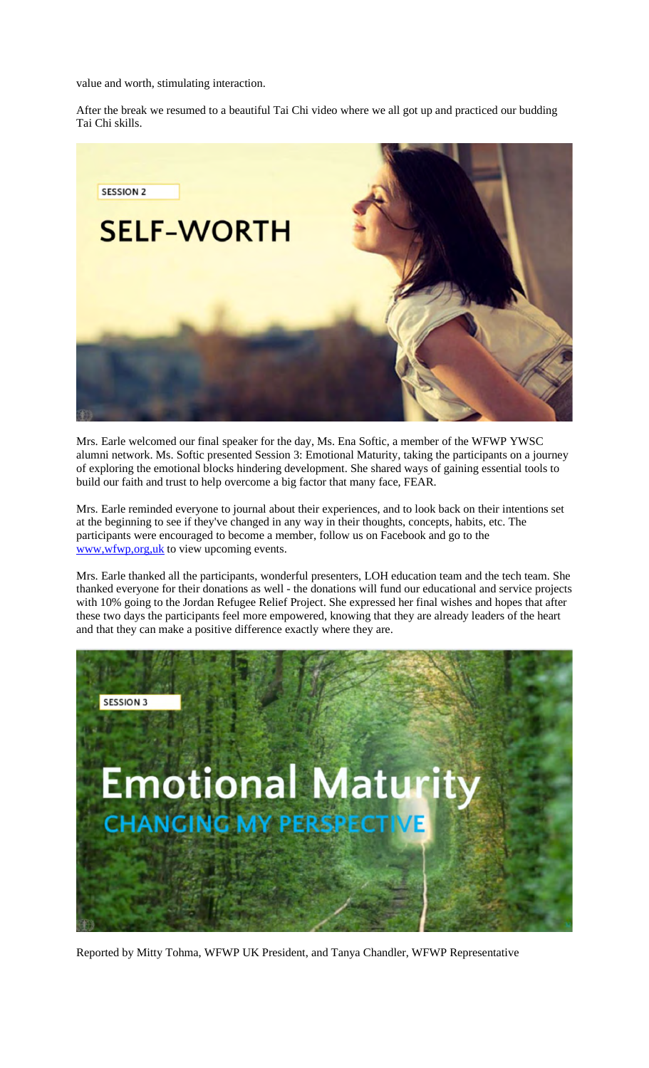value and worth, stimulating interaction.

After the break we resumed to a beautiful Tai Chi video where we all got up and practiced our budding Tai Chi skills.

SESSION 2

SELF-WORTH

Mrs. Earle welcomed our final speaker for the day, Ms. Ena Softic, a member of the WFWP YWSC alumni network. Ms. Softic presented Session 3: Emotional Maturity, taking the participants on a journey of exploring the emotional blocks hindering development. She shared ways of gaining essential tools to build our faith and trust to help overcome a big factor that many face, FEAR.

Mrs. Earle reminded everyone to journal about their experiences, and to look back on their intentions set at the beginning to see if they've changed in any way in their thoughts, concepts, habits, etc. The participants were encouraged to become a member, follow us on Facebook and go to the www,wfwp,org,uk to view upcoming events.

Mrs. Earle thanked all the participants, wonderful presenters, LOH education team and the tech team. She thanked everyone for their donations as well - the donations will fund our educational and service projects with 10% going to the Jordan Refugee Relief Project. She expressed her final wishes and hopes that after these two days the participants feel more empowered, knowing that they are already leaders of the heart and that they can make a positive difference exactly where they are.

SESSION 3

Emotional Maturity

CHANGING MY PERSPECTIVE

Reported by Mitty Tohma, WFWP UK President, and Tanya Chandler, WFWP Representative